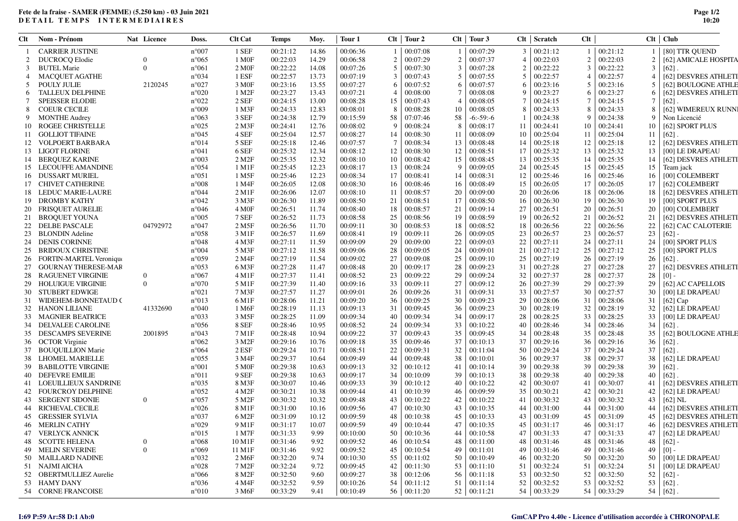**Fete de la fraise - SAMER (FEMME) (5.250 km) - 03 Juin 2021**
**DETAIL TEMPS INTERMEDIAIRES**

| Clt | Nom - Prénom | Nat | Licence | Doss. | Clt Cat | Temps | Moy. | Tour 1 | Clt | Tour 2 | Clt | Tour 3 | Clt | Scratch | Clt | | Clt | Club |
|---|---|---|---|---|---|---|---|---|---|---|---|---|---|---|---|---|---|---|
| 1 | CARRIER JUSTINE | | | n°007 | 1 SEF | 00:21:12 | 14.86 | 00:06:36 | 1 | 00:07:08 | 1 | 00:07:29 | 3 | 00:21:12 | 1 | 00:21:12 | 1 | [80] TTR QUEND |
| 2 | DUCROCQ Elodie | | 0 | n°065 | 1 M0F | 00:22:03 | 14.29 | 00:06:58 | 2 | 00:07:29 | 2 | 00:07:37 | 4 | 00:22:03 | 2 | 00:22:03 | 2 | [62] AMICALE HOSPITA |
| 3 | BUTEL Marie | | 0 | n°061 | 2 M0F | 00:22:22 | 14.08 | 00:07:26 | 5 | 00:07:30 | 3 | 00:07:28 | 2 | 00:22:22 | 3 | 00:22:22 | 3 | [62] . |
| 4 | MACQUET AGATHE | | | n°034 | 1 ESF | 00:22:57 | 13.73 | 00:07:19 | 3 | 00:07:43 | 5 | 00:07:55 | 5 | 00:22:57 | 4 | 00:22:57 | 4 | [62] DESVRES ATHLETI |
| 5 | POULY JULIE | | 2120245 | n°027 | 3 M0F | 00:23:16 | 13.55 | 00:07:27 | 6 | 00:07:52 | 6 | 00:07:57 | 6 | 00:23:16 | 5 | 00:23:16 | 5 | [62] BOULOGNE ATHLE |
| 6 | TALLEUX DELPHINE | | | n°020 | 1 M2F | 00:23:27 | 13.43 | 00:07:21 | 4 | 00:08:00 | 7 | 00:08:08 | 9 | 00:23:27 | 6 | 00:23:27 | 6 | [62] DESVRES ATHLETI |
| 7 | SPEISSER ELODIE | | | n°022 | 2 SEF | 00:24:15 | 13.00 | 00:08:28 | 15 | 00:07:43 | 4 | 00:08:05 | 7 | 00:24:15 | 7 | 00:24:15 | 7 | [62] . |
| 8 | COEUR CECILE | | | n°009 | 1 M3F | 00:24:33 | 12.83 | 00:08:01 | 8 | 00:08:28 | 10 | 00:08:05 | 8 | 00:24:33 | 8 | 00:24:33 | 8 | [62] WIMEREUX RUNNI |
| 9 | MONTHE Audrey | | | n°063 | 3 SEF | 00:24:38 | 12.79 | 00:15:59 | 58 | 07:07:46 | 58 | -6:-59:-6 | 1 | 00:24:38 | 9 | 00:24:38 | 9 | Non Licencié |
| 10 | ROGEE CHRISTELLE | | | n°025 | 2 M3F | 00:24:41 | 12.76 | 00:08:02 | 9 | 00:08:24 | 8 | 00:08:17 | 11 | 00:24:41 | 10 | 00:24:41 | 10 | [62] SPORT PLUS |
| 11 | GOLLIOT TIFAINE | | | n°045 | 4 SEF | 00:25:04 | 12.57 | 00:08:27 | 14 | 00:08:30 | 11 | 00:08:09 | 10 | 00:25:04 | 11 | 00:25:04 | 11 | [62] . |
| 12 | VOLPOERT BARBARA | | | n°014 | 5 SEF | 00:25:18 | 12.46 | 00:07:57 | 7 | 00:08:34 | 13 | 00:08:48 | 14 | 00:25:18 | 12 | 00:25:18 | 12 | [62] DESVRES ATHLETI |
| 13 | LIGOT FLORINE | | | n°041 | 6 SEF | 00:25:32 | 12.34 | 00:08:12 | 12 | 00:08:30 | 12 | 00:08:51 | 17 | 00:25:32 | 13 | 00:25:32 | 13 | [00] LE DRAPEAU |
| 14 | BERQUEZ KARINE | | | n°003 | 2 M2F | 00:25:35 | 12.32 | 00:08:10 | 10 | 00:08:42 | 15 | 00:08:45 | 13 | 00:25:35 | 14 | 00:25:35 | 14 | [62] DESVRES ATHLETI |
| 15 | LECOUFFE AMANDINE | | | n°054 | 1 M1F | 00:25:45 | 12.23 | 00:08:17 | 13 | 00:08:24 | 9 | 00:09:05 | 24 | 00:25:45 | 15 | 00:25:45 | 15 | Team jack |
| 16 | DUSSART MURIEL | | | n°051 | 1 M5F | 00:25:46 | 12.23 | 00:08:34 | 17 | 00:08:41 | 14 | 00:08:31 | 12 | 00:25:46 | 16 | 00:25:46 | 16 | [00] COLEMBERT |
| 17 | CHIVET CATHERINE | | | n°008 | 1 M4F | 00:26:05 | 12.08 | 00:08:30 | 16 | 00:08:46 | 16 | 00:08:49 | 15 | 00:26:05 | 17 | 00:26:05 | 17 | [62] COLEMBERT |
| 18 | LEDUC MARIE-LAURE | | | n°044 | 2 M1F | 00:26:06 | 12.07 | 00:08:10 | 11 | 00:08:57 | 20 | 00:09:00 | 20 | 00:26:06 | 18 | 00:26:06 | 18 | [62] DESVRES ATHLETI |
| 19 | DROMBY KATHY | | | n°042 | 3 M3F | 00:26:30 | 11.89 | 00:08:50 | 21 | 00:08:51 | 17 | 00:08:50 | 16 | 00:26:30 | 19 | 00:26:30 | 19 | [00] SPORT PLUS |
| 20 | FRISQUET AURELIE | | | n°046 | 4 M0F | 00:26:51 | 11.74 | 00:08:40 | 18 | 00:08:57 | 21 | 00:09:14 | 27 | 00:26:51 | 20 | 00:26:51 | 20 | [00] COLEMBERT |
| 21 | BROQUET YOUNA | | | n°005 | 7 SEF | 00:26:52 | 11.73 | 00:08:58 | 25 | 00:08:56 | 19 | 00:08:59 | 19 | 00:26:52 | 21 | 00:26:52 | 21 | [62] DESVRES ATHLETI |
| 22 | DELBE PASCALE | | 04792972 | n°047 | 2 M5F | 00:26:56 | 11.70 | 00:09:11 | 30 | 00:08:53 | 18 | 00:08:52 | 18 | 00:26:56 | 22 | 00:26:56 | 22 | [62] CAC CALOTERIE |
| 23 | BLONDIN Adeline | | | n°058 | 3 M1F | 00:26:57 | 11.69 | 00:08:41 | 19 | 00:09:11 | 26 | 00:09:05 | 23 | 00:26:57 | 23 | 00:26:57 | 23 | [62] - |
| 24 | DENIS CORINNE | | | n°048 | 4 M3F | 00:27:11 | 11.59 | 00:09:09 | 29 | 00:09:00 | 22 | 00:09:03 | 22 | 00:27:11 | 24 | 00:27:11 | 24 | [00] SPORT PLUS |
| 25 | BRIDOUX CHRISTINE | | | n°004 | 5 M3F | 00:27:12 | 11.58 | 00:09:06 | 28 | 00:09:05 | 24 | 00:09:01 | 21 | 00:27:12 | 25 | 00:27:12 | 25 | [00] SPORT PLUS |
| 26 | FORTIN-MARTEL Veroniqu | | | n°059 | 2 M4F | 00:27:19 | 11.54 | 00:09:02 | 27 | 00:09:08 | 25 | 00:09:10 | 25 | 00:27:19 | 26 | 00:27:19 | 26 | [62] . |
| 27 | GOURNAY THERESE-MAR | | | n°053 | 6 M3F | 00:27:28 | 11.47 | 00:08:48 | 20 | 00:09:17 | 28 | 00:09:23 | 31 | 00:27:28 | 27 | 00:27:28 | 27 | [62] DESVRES ATHLETI |
| 28 | RAGUENET VIRGINIE | | 0 | n°067 | 4 M1F | 00:27:37 | 11.41 | 00:08:52 | 23 | 00:09:22 | 29 | 00:09:24 | 32 | 00:27:37 | 28 | 00:27:37 | 28 | [0] - |
| 29 | HOLUIGUE VIRGINIE | | 0 | n°070 | 5 M1F | 00:27:39 | 11.40 | 00:09:16 | 33 | 00:09:11 | 27 | 00:09:12 | 26 | 00:27:39 | 29 | 00:27:39 | 29 | [62] AC CAPELLOIS |
| 30 | STUBERT EDWIGE | | | n°021 | 7 M3F | 00:27:57 | 11.27 | 00:09:01 | 26 | 00:09:26 | 31 | 00:09:31 | 33 | 00:27:57 | 30 | 00:27:57 | 30 | [00] LE DRAPEAU |
| 31 | WIDEHEM-BONNETAUD ( | | | n°013 | 6 M1F | 00:28:06 | 11.21 | 00:09:20 | 36 | 00:09:25 | 30 | 00:09:23 | 29 | 00:28:06 | 31 | 00:28:06 | 31 | [62] Cap |
| 32 | HANON LILIANE | | 41332690 | n°040 | 1 M6F | 00:28:19 | 11.13 | 00:09:13 | 31 | 00:09:45 | 36 | 00:09:23 | 30 | 00:28:19 | 32 | 00:28:19 | 32 | [62] LE DRAPEAU |
| 33 | MAGNIER BEATRICE | | | n°033 | 3 M5F | 00:28:25 | 11.09 | 00:09:34 | 40 | 00:09:34 | 34 | 00:09:17 | 28 | 00:28:25 | 33 | 00:28:25 | 33 | [00] LE DRAPEAU |
| 34 | DELVALEE CAROLINE | | | n°056 | 8 SEF | 00:28:46 | 10.95 | 00:08:52 | 24 | 00:09:34 | 33 | 00:10:22 | 40 | 00:28:46 | 34 | 00:28:46 | 34 | [62] . |
| 35 | DESCAMPS SEVERINE | | 2001895 | n°043 | 7 M1F | 00:28:48 | 10.94 | 00:09:22 | 37 | 00:09:43 | 35 | 00:09:45 | 34 | 00:28:48 | 35 | 00:28:48 | 35 | [62] BOULOGNE ATHLE |
| 36 | OCTOR Virginie | | | n°062 | 3 M2F | 00:29:16 | 10.76 | 00:09:18 | 35 | 00:09:46 | 37 | 00:10:13 | 37 | 00:29:16 | 36 | 00:29:16 | 36 | [62] . |
| 37 | BOUQUILLION Marie | | | n°064 | 2 ESF | 00:29:24 | 10.71 | 00:08:51 | 22 | 00:09:31 | 32 | 00:11:04 | 50 | 00:29:24 | 37 | 00:29:24 | 37 | [62] . |
| 38 | LHOMEL MARIELLE | | | n°055 | 3 M4F | 00:29:37 | 10.64 | 00:09:49 | 44 | 00:09:48 | 38 | 00:10:01 | 36 | 00:29:37 | 38 | 00:29:37 | 38 | [62] LE DRAPEAU |
| 39 | BABILOTTE VIRGINIE | | | n°001 | 5 M0F | 00:29:38 | 10.63 | 00:09:13 | 32 | 00:10:12 | 41 | 00:10:14 | 39 | 00:29:38 | 39 | 00:29:38 | 39 | [62] . |
| 40 | DEFEVRE EMILIE | | | n°011 | 9 SEF | 00:29:38 | 10.63 | 00:09:17 | 34 | 00:10:09 | 39 | 00:10:13 | 38 | 00:29:38 | 40 | 00:29:38 | 40 | [62] . |
| 41 | LOEUILLIEUX SANDRINE | | | n°035 | 8 M3F | 00:30:07 | 10.46 | 00:09:33 | 39 | 00:10:12 | 40 | 00:10:22 | 42 | 00:30:07 | 41 | 00:30:07 | 41 | [62] DESVRES ATHLETI |
| 42 | FOURCROY DELPHINE | | | n°052 | 4 M2F | 00:30:21 | 10.38 | 00:09:44 | 41 | 00:10:39 | 46 | 00:09:59 | 35 | 00:30:21 | 42 | 00:30:21 | 42 | [62] LE DRAPEAU |
| 43 | SERGENT SIDONIE | | 0 | n°057 | 5 M2F | 00:30:32 | 10.32 | 00:09:48 | 43 | 00:10:22 | 42 | 00:10:22 | 41 | 00:30:32 | 43 | 00:30:32 | 43 | [62] NL |
| 44 | RICHEVAL CECILE | | | n°026 | 8 M1F | 00:31:00 | 10.16 | 00:09:56 | 47 | 00:10:30 | 43 | 00:10:35 | 44 | 00:31:00 | 44 | 00:31:00 | 44 | [62] DESVRES ATHLETI |
| 45 | GRESSIER SYLVIA | | | n°037 | 6 M2F | 00:31:09 | 10.12 | 00:09:59 | 48 | 00:10:38 | 45 | 00:10:33 | 43 | 00:31:09 | 45 | 00:31:09 | 45 | [62] DESVRES ATHLETI |
| 46 | MERLIN CATHY | | | n°029 | 9 M1F | 00:31:17 | 10.07 | 00:09:59 | 49 | 00:10:44 | 47 | 00:10:35 | 45 | 00:31:17 | 46 | 00:31:17 | 46 | [62] DESVRES ATHLETI |
| 47 | VERLYCK ANNICK | | | n°015 | 1 M7F | 00:31:33 | 9.99 | 00:10:00 | 50 | 00:10:36 | 44 | 00:10:58 | 47 | 00:31:33 | 47 | 00:31:33 | 47 | [62] LE DRAPEAU |
| 48 | SCOTTE HELENA | | 0 | n°068 | 10 M1F | 00:31:46 | 9.92 | 00:09:52 | 46 | 00:10:54 | 48 | 00:11:00 | 48 | 00:31:46 | 48 | 00:31:46 | 48 | [62] - |
| 49 | MELIN SEVERINE | | 0 | n°069 | 11 M1F | 00:31:46 | 9.92 | 00:09:52 | 45 | 00:10:54 | 49 | 00:11:01 | 49 | 00:31:46 | 49 | 00:31:46 | 49 | [0] - |
| 50 | MAILLARD NADINE | | | n°032 | 2 M6F | 00:32:20 | 9.74 | 00:10:30 | 55 | 00:11:02 | 50 | 00:10:49 | 46 | 00:32:20 | 50 | 00:32:20 | 50 | [00] LE DRAPEAU |
| 51 | NAJMI AICHA | | | n°028 | 7 M2F | 00:32:24 | 9.72 | 00:09:45 | 42 | 00:11:30 | 53 | 00:11:10 | 51 | 00:32:24 | 51 | 00:32:24 | 51 | [00] LE DRAPEAU |
| 52 | OBERTMULLIEZ Aurelie | | | n°066 | 8 M2F | 00:32:50 | 9.60 | 00:09:27 | 38 | 00:12:06 | 56 | 00:11:18 | 53 | 00:32:50 | 52 | 00:32:50 | 52 | [62] - |
| 53 | HAMY DANY | | | n°036 | 4 M4F | 00:32:52 | 9.59 | 00:10:26 | 54 | 00:11:12 | 51 | 00:11:14 | 52 | 00:32:52 | 53 | 00:32:52 | 53 | [62] . |
| 54 | CORNE FRANCOISE | | | n°010 | 3 M6F | 00:33:29 | 9.41 | 00:10:49 | 56 | 00:11:20 | 52 | 00:11:21 | 54 | 00:33:29 | 54 | 00:33:29 | 54 | [62] . |

I:69 P:59 Ar:58 D:1 Ab:0

GmCAP Pro 4.40e - Licence d'utilisation accordée à CHRONOPALE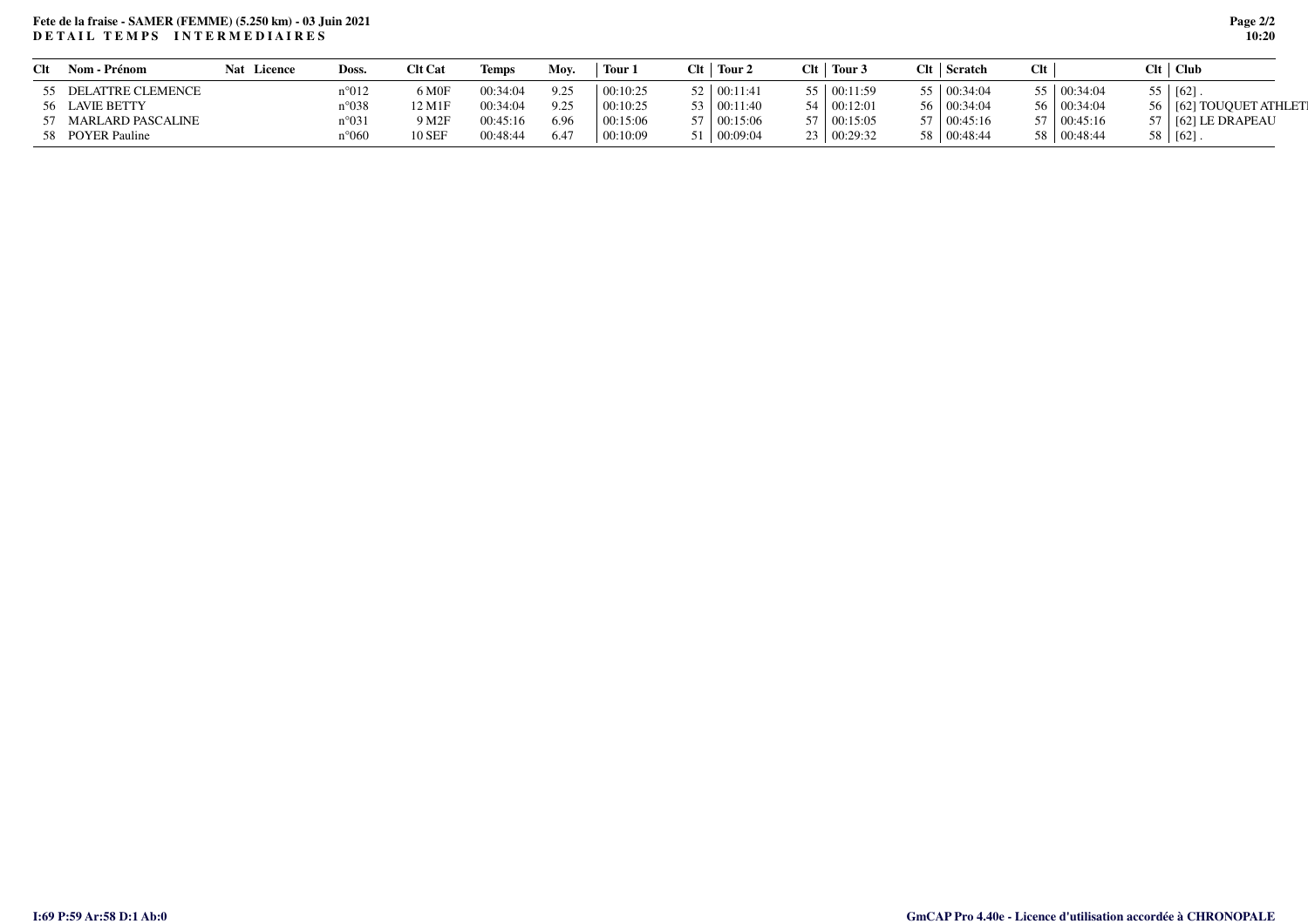**Fete de la fraise - SAMER (FEMME) (5.250 km) - 03 Juin 2021**
**D E T A I L  T E M P S  I N T E R M E D I A I R E S**

| Clt | Nom - Prénom | Nat | Licence | Doss. | Clt Cat | Temps | Moy. | Tour 1 | Clt | Tour 2 | Clt | Tour 3 | Clt | Scratch | Clt | | Clt | Club |
|---|---|---|---|---|---|---|---|---|---|---|---|---|---|---|---|---|---|---|
| 55 | DELATTRE CLEMENCE | | | n°012 | 6 M0F | 00:34:04 | 9.25 | 00:10:25 | 52 | 00:11:41 | 55 | 00:11:59 | 55 | 00:34:04 | 55 | 00:34:04 | 55 | [62] . |
| 56 | LAVIE BETTY | | | n°038 | 12 M1F | 00:34:04 | 9.25 | 00:10:25 | 53 | 00:11:40 | 54 | 00:12:01 | 56 | 00:34:04 | 56 | 00:34:04 | 56 | [62] TOUQUET ATHLETI |
| 57 | MARLARD PASCALINE | | | n°031 | 9 M2F | 00:45:16 | 6.96 | 00:15:06 | 57 | 00:15:06 | 57 | 00:15:05 | 57 | 00:45:16 | 57 | 00:45:16 | 57 | [62] LE DRAPEAU |
| 58 | POYER Pauline | | | n°060 | 10 SEF | 00:48:44 | 6.47 | 00:10:09 | 51 | 00:09:04 | 23 | 00:29:32 | 58 | 00:48:44 | 58 | 00:48:44 | 58 | [62] . |

I:69 P:59 Ar:58 D:1 Ab:0

GmCAP Pro 4.40e - Licence d'utilisation accordée à CHRONOPALE